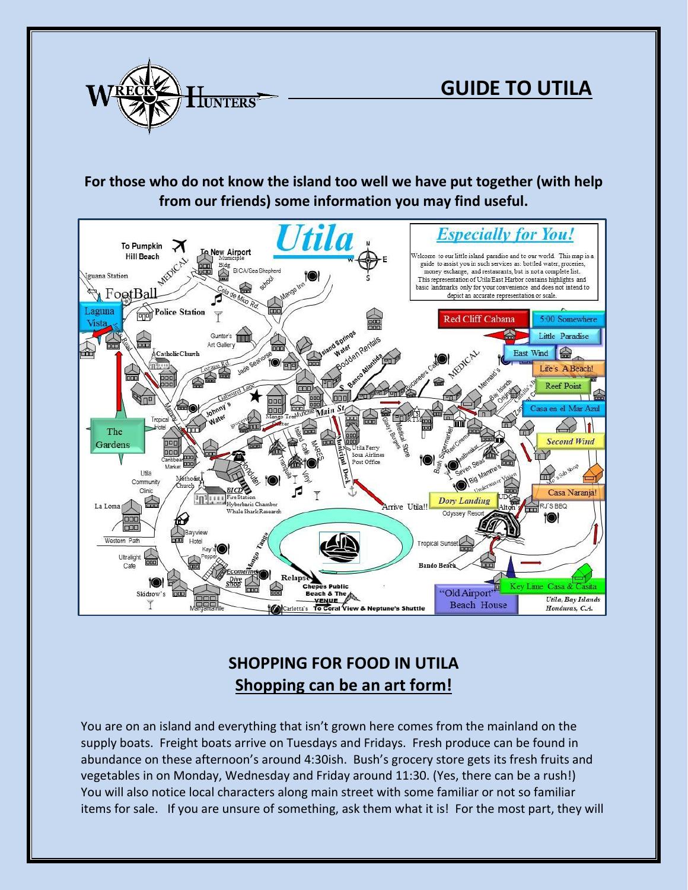# GUIDE TO UTILA

**For those who do not know the island too well we have put together (with help from our friends) some information you may find useful.**

## SHOPPING FOR FOOD IN UTILA

## Shopping can be an art form!

You are on an island and everything that isn't grown here comes from the mainland on the supply boats. Freight boats arrive on Tuesdays and Fridays. Fresh produce can be found in abundance on these afternoon's around 4:30ish. Bush's grocery store gets its fresh fruits and vegetables in on Monday, Wednesday and Friday around 11:30. (Yes, there can be a rush!) You will also notice local characters along main street with some familiar or not so familiar items for sale. If you are unsure of something, ask them what it is! For the most part, they will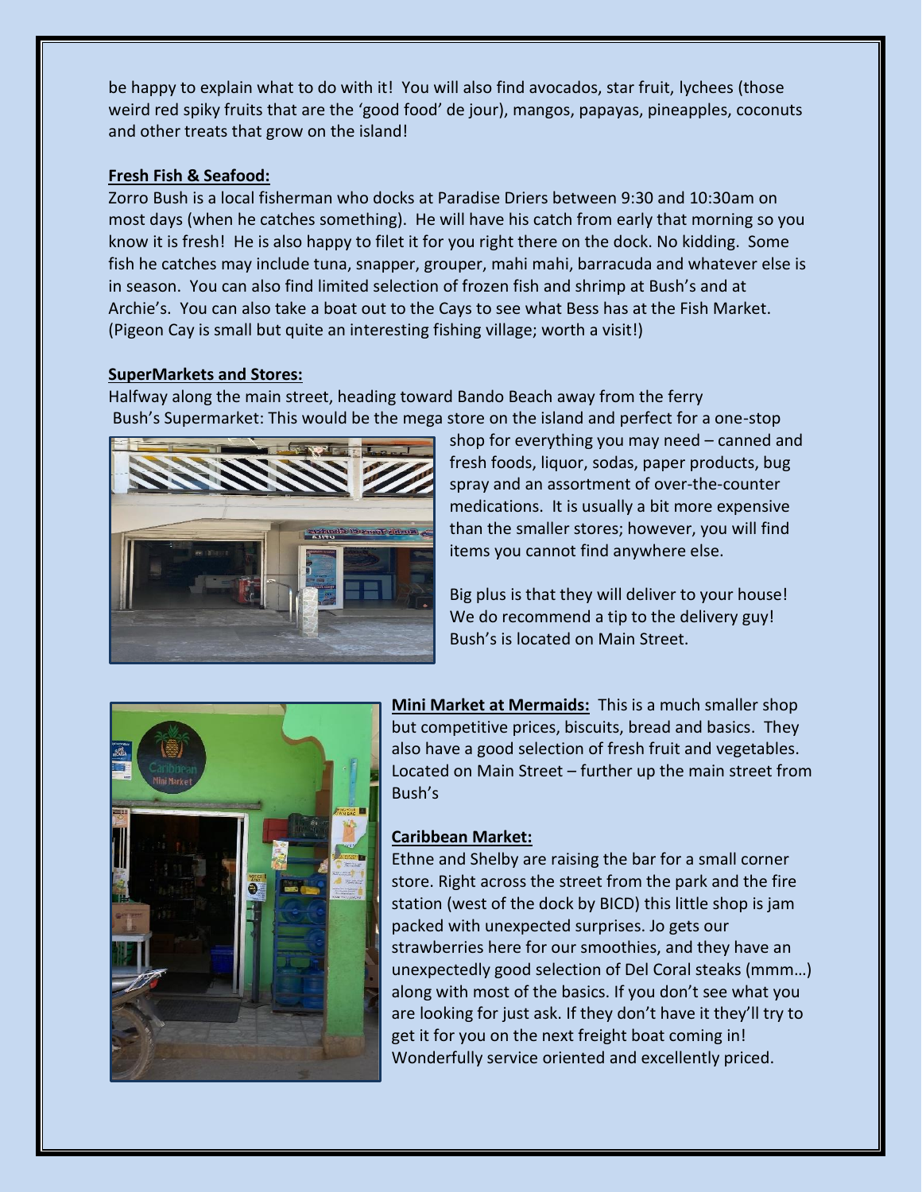be happy to explain what to do with it! You will also find avocados, star fruit, lychees (those weird red spiky fruits that are the 'good food' de jour), mangos, papayas, pineapples, coconuts and other treats that grow on the island!

**Fresh Fish & Seafood:**

Zorro Bush is a local fisherman who docks at Paradise Driers between 9:30 and 10:30am on most days (when he catches something). He will have his catch from early that morning so you know it is fresh! He is also happy to filet it for you right there on the dock. No kidding. Some fish he catches may include tuna, snapper, grouper, mahi mahi, barracuda and whatever else is in season. You can also find limited selection of frozen fish and shrimp at Bush's and at Archie's. You can also take a boat out to the Cays to see what Bess has at the Fish Market. (Pigeon Cay is small but quite an interesting fishing village; worth a visit!)

**SuperMarkets and Stores:**

Halfway along the main street, heading toward Bando Beach away from the ferry

Bush's Supermarket: This would be the mega store on the island and perfect for a one-stop shop for everything you may need – canned and fresh foods, liquor, sodas, paper products, bug spray and an assortment of over-the-counter medications. It is usually a bit more expensive than the smaller stores; however, you will find items you cannot find anywhere else.

Big plus is that they will deliver to your house! We do recommend a tip to the delivery guy! Bush's is located on Main Street.

**Mini Market at Mermaids:** This is a much smaller shop but competitive prices, biscuits, bread and basics. They also have a good selection of fresh fruit and vegetables. Located on Main Street – further up the main street from Bush's

**Caribbean Market:**

Ethne and Shelby are raising the bar for a small corner store. Right across the street from the park and the fire station (west of the dock by BICD) this little shop is jam packed with unexpected surprises. Jo gets our strawberries here for our smoothies, and they have an unexpectedly good selection of Del Coral steaks (mmm…) along with most of the basics. If you don't see what you are looking for just ask. If they don't have it they'll try to get it for you on the next freight boat coming in! Wonderfully service oriented and excellently priced.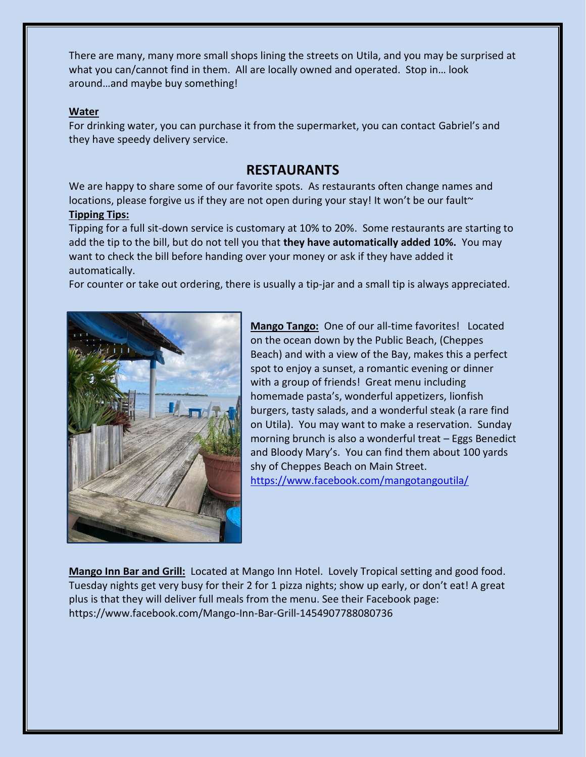There are many, many more small shops lining the streets on Utila, and you may be surprised at what you can/cannot find in them. All are locally owned and operated. Stop in… look around…and maybe buy something!

**Water**

For drinking water, you can purchase it from the supermarket, you can contact Gabriel's and they have speedy delivery service.

## RESTAURANTS

We are happy to share some of our favorite spots. As restaurants often change names and locations, please forgive us if they are not open during your stay! It won't be our fault~

**Tipping Tips:**

Tipping for a full sit-down service is customary at 10% to 20%. Some restaurants are starting to add the tip to the bill, but do not tell you that **they have automatically added 10%.** You may want to check the bill before handing over your money or ask if they have added it automatically.

For counter or take out ordering, there is usually a tip-jar and a small tip is always appreciated.

**Mango Tango:** One of our all-time favorites! Located on the ocean down by the Public Beach, (Cheppes Beach) and with a view of the Bay, makes this a perfect spot to enjoy a sunset, a romantic evening or dinner with a group of friends! Great menu including homemade pasta's, wonderful appetizers, lionfish burgers, tasty salads, and a wonderful steak (a rare find on Utila). You may want to make a reservation. Sunday morning brunch is also a wonderful treat – Eggs Benedict and Bloody Mary's. You can find them about 100 yards shy of Cheppes Beach on Main Street.
https://www.facebook.com/mangotangoutila/

**Mango Inn Bar and Grill:** Located at Mango Inn Hotel. Lovely Tropical setting and good food. Tuesday nights get very busy for their 2 for 1 pizza nights; show up early, or don't eat! A great plus is that they will deliver full meals from the menu. See their Facebook page: https://www.facebook.com/Mango-Inn-Bar-Grill-1454907788080736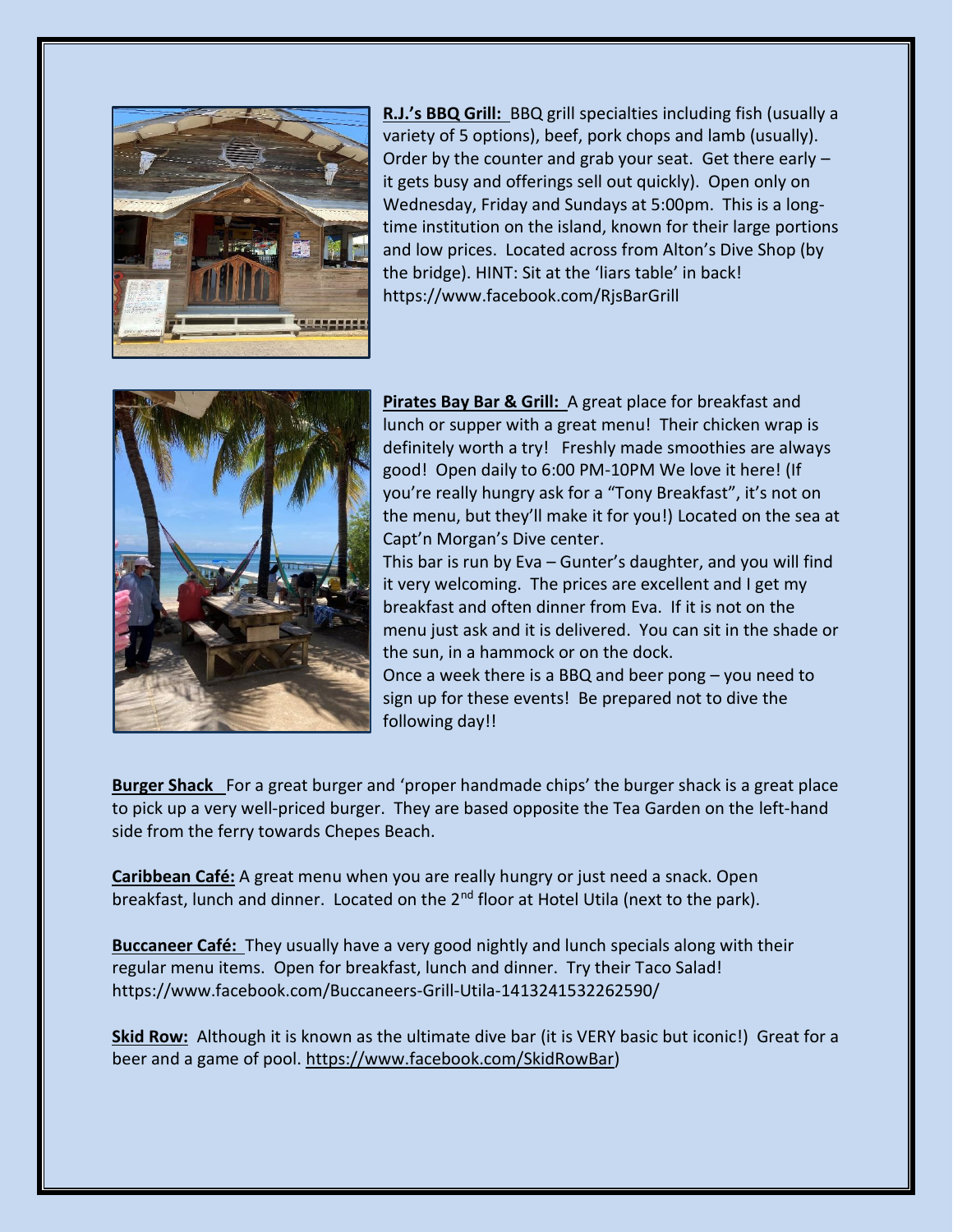**R.J.'s BBQ Grill:** BBQ grill specialties including fish (usually a variety of 5 options), beef, pork chops and lamb (usually). Order by the counter and grab your seat. Get there early – it gets busy and offerings sell out quickly). Open only on Wednesday, Friday and Sundays at 5:00pm. This is a long-time institution on the island, known for their large portions and low prices. Located across from Alton's Dive Shop (by the bridge). HINT: Sit at the 'liars table' in back! https://www.facebook.com/RjsBarGrill

**Pirates Bay Bar & Grill:** A great place for breakfast and lunch or supper with a great menu! Their chicken wrap is definitely worth a try! Freshly made smoothies are always good! Open daily to 6:00 PM-10PM We love it here! (If you're really hungry ask for a "Tony Breakfast", it's not on the menu, but they'll make it for you!) Located on the sea at Capt'n Morgan's Dive center.
This bar is run by Eva – Gunter's daughter, and you will find it very welcoming. The prices are excellent and I get my breakfast and often dinner from Eva. If it is not on the menu just ask and it is delivered. You can sit in the shade or the sun, in a hammock or on the dock.
Once a week there is a BBQ and beer pong – you need to sign up for these events! Be prepared not to dive the following day!!

**Burger Shack** For a great burger and 'proper handmade chips' the burger shack is a great place to pick up a very well-priced burger. They are based opposite the Tea Garden on the left-hand side from the ferry towards Chepes Beach.

**Caribbean Café:** A great menu when you are really hungry or just need a snack. Open breakfast, lunch and dinner. Located on the 2nd floor at Hotel Utila (next to the park).

**Buccaneer Café:** They usually have a very good nightly and lunch specials along with their regular menu items. Open for breakfast, lunch and dinner. Try their Taco Salad! https://www.facebook.com/Buccaneers-Grill-Utila-1413241532262590/

**Skid Row:** Although it is known as the ultimate dive bar (it is VERY basic but iconic!) Great for a beer and a game of pool. https://www.facebook.com/SkidRowBar)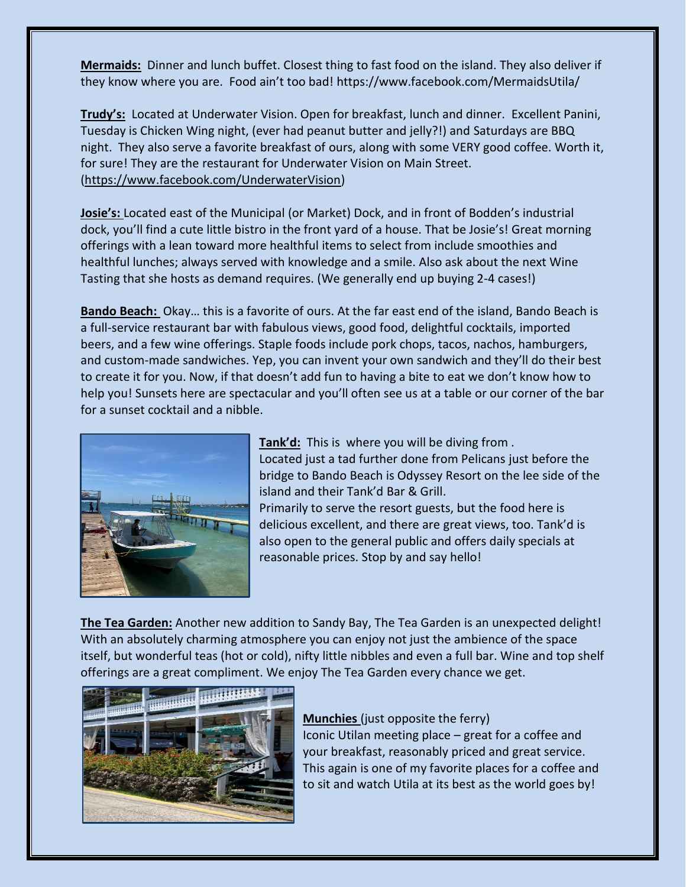**Mermaids:** Dinner and lunch buffet. Closest thing to fast food on the island. They also deliver if they know where you are. Food ain't too bad! https://www.facebook.com/MermaidsUtila/

**Trudy's:** Located at Underwater Vision. Open for breakfast, lunch and dinner. Excellent Panini, Tuesday is Chicken Wing night, (ever had peanut butter and jelly?!) and Saturdays are BBQ night. They also serve a favorite breakfast of ours, along with some VERY good coffee. Worth it, for sure! They are the restaurant for Underwater Vision on Main Street. (https://www.facebook.com/UnderwaterVision)

**Josie's:** Located east of the Municipal (or Market) Dock, and in front of Bodden's industrial dock, you'll find a cute little bistro in the front yard of a house. That be Josie's! Great morning offerings with a lean toward more healthful items to select from include smoothies and healthful lunches; always served with knowledge and a smile. Also ask about the next Wine Tasting that she hosts as demand requires. (We generally end up buying 2-4 cases!)

**Bando Beach:** Okay… this is a favorite of ours. At the far east end of the island, Bando Beach is a full-service restaurant bar with fabulous views, good food, delightful cocktails, imported beers, and a few wine offerings. Staple foods include pork chops, tacos, nachos, hamburgers, and custom-made sandwiches. Yep, you can invent your own sandwich and they'll do their best to create it for you. Now, if that doesn't add fun to having a bite to eat we don't know how to help you! Sunsets here are spectacular and you'll often see us at a table or our corner of the bar for a sunset cocktail and a nibble.

**Tank'd:** This is where you will be diving from .
Located just a tad further done from Pelicans just before the bridge to Bando Beach is Odyssey Resort on the lee side of the island and their Tank'd Bar & Grill.
Primarily to serve the resort guests, but the food here is delicious excellent, and there are great views, too. Tank'd is also open to the general public and offers daily specials at reasonable prices. Stop by and say hello!

**The Tea Garden:** Another new addition to Sandy Bay, The Tea Garden is an unexpected delight! With an absolutely charming atmosphere you can enjoy not just the ambience of the space itself, but wonderful teas (hot or cold), nifty little nibbles and even a full bar. Wine and top shelf offerings are a great compliment. We enjoy The Tea Garden every chance we get.

**Munchies** (just opposite the ferry)
Iconic Utilan meeting place – great for a coffee and your breakfast, reasonably priced and great service. This again is one of my favorite places for a coffee and to sit and watch Utila at its best as the world goes by!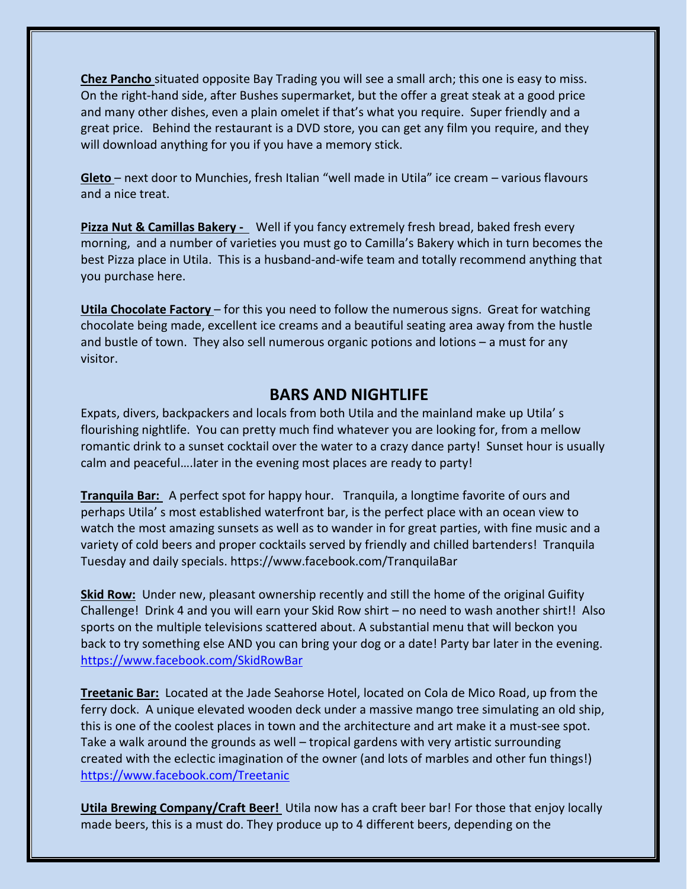**Chez Pancho** situated opposite Bay Trading you will see a small arch; this one is easy to miss. On the right-hand side, after Bushes supermarket, but the offer a great steak at a good price and many other dishes, even a plain omelet if that's what you require. Super friendly and a great price. Behind the restaurant is a DVD store, you can get any film you require, and they will download anything for you if you have a memory stick.

**Gleto** – next door to Munchies, fresh Italian "well made in Utila" ice cream – various flavours and a nice treat.

**Pizza Nut & Camillas Bakery -** Well if you fancy extremely fresh bread, baked fresh every morning, and a number of varieties you must go to Camilla's Bakery which in turn becomes the best Pizza place in Utila. This is a husband-and-wife team and totally recommend anything that you purchase here.

**Utila Chocolate Factory** – for this you need to follow the numerous signs. Great for watching chocolate being made, excellent ice creams and a beautiful seating area away from the hustle and bustle of town. They also sell numerous organic potions and lotions – a must for any visitor.

## BARS AND NIGHTLIFE

Expats, divers, backpackers and locals from both Utila and the mainland make up Utila' s flourishing nightlife. You can pretty much find whatever you are looking for, from a mellow romantic drink to a sunset cocktail over the water to a crazy dance party! Sunset hour is usually calm and peaceful….later in the evening most places are ready to party!

**Tranquila Bar:** A perfect spot for happy hour. Tranquila, a longtime favorite of ours and perhaps Utila' s most established waterfront bar, is the perfect place with an ocean view to watch the most amazing sunsets as well as to wander in for great parties, with fine music and a variety of cold beers and proper cocktails served by friendly and chilled bartenders! Tranquila Tuesday and daily specials. https://www.facebook.com/TranquilaBar

**Skid Row:** Under new, pleasant ownership recently and still the home of the original Guifity Challenge! Drink 4 and you will earn your Skid Row shirt – no need to wash another shirt!! Also sports on the multiple televisions scattered about. A substantial menu that will beckon you back to try something else AND you can bring your dog or a date! Party bar later in the evening. https://www.facebook.com/SkidRowBar

**Treetanic Bar:** Located at the Jade Seahorse Hotel, located on Cola de Mico Road, up from the ferry dock. A unique elevated wooden deck under a massive mango tree simulating an old ship, this is one of the coolest places in town and the architecture and art make it a must-see spot. Take a walk around the grounds as well – tropical gardens with very artistic surrounding created with the eclectic imagination of the owner (and lots of marbles and other fun things!) https://www.facebook.com/Treetanic

**Utila Brewing Company/Craft Beer!** Utila now has a craft beer bar! For those that enjoy locally made beers, this is a must do. They produce up to 4 different beers, depending on the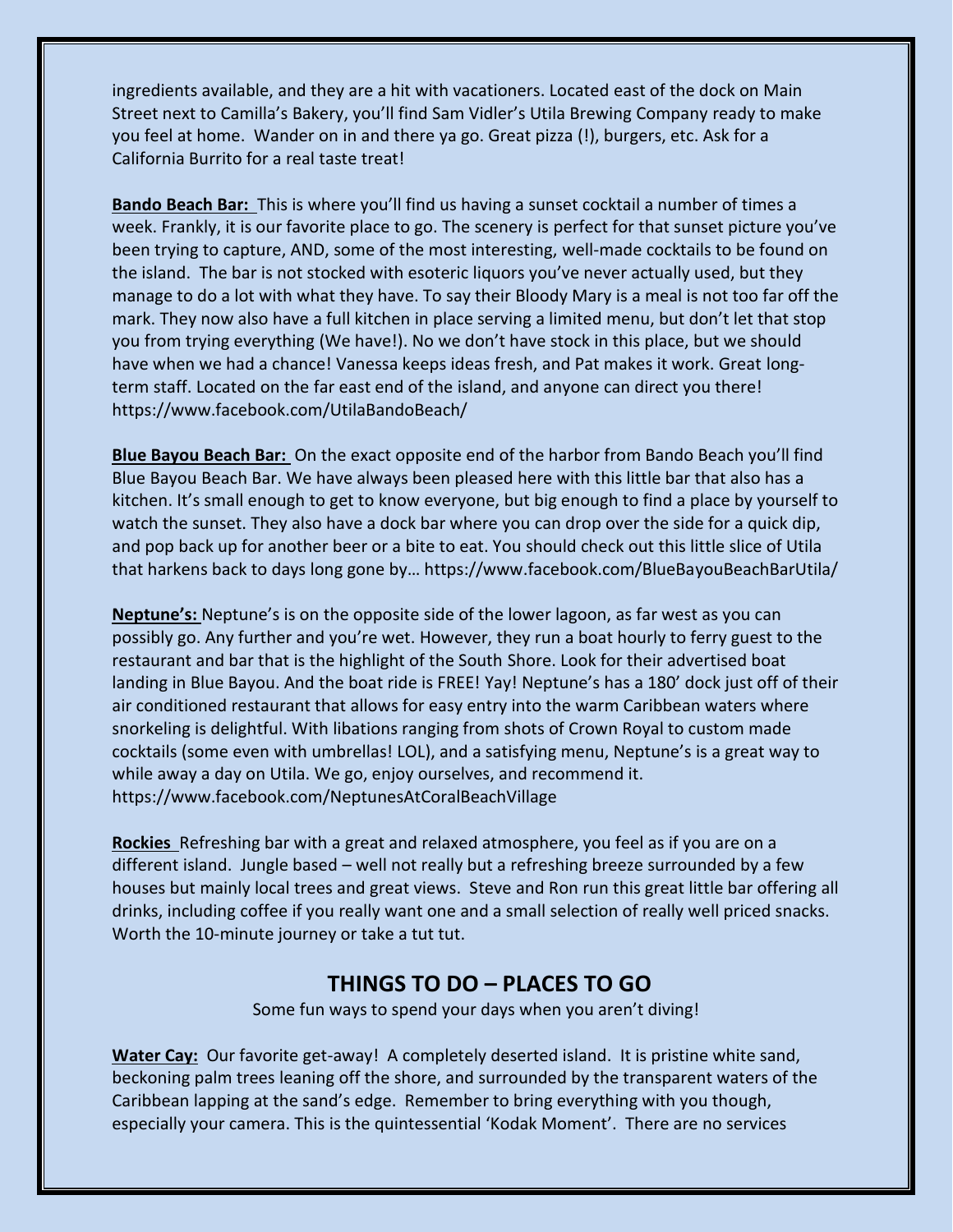ingredients available, and they are a hit with vacationers. Located east of the dock on Main Street next to Camilla's Bakery, you'll find Sam Vidler's Utila Brewing Company ready to make you feel at home. Wander on in and there ya go. Great pizza (!), burgers, etc. Ask for a California Burrito for a real taste treat!

**Bando Beach Bar:** This is where you'll find us having a sunset cocktail a number of times a week. Frankly, it is our favorite place to go. The scenery is perfect for that sunset picture you've been trying to capture, AND, some of the most interesting, well-made cocktails to be found on the island. The bar is not stocked with esoteric liquors you've never actually used, but they manage to do a lot with what they have. To say their Bloody Mary is a meal is not too far off the mark. They now also have a full kitchen in place serving a limited menu, but don't let that stop you from trying everything (We have!). No we don't have stock in this place, but we should have when we had a chance! Vanessa keeps ideas fresh, and Pat makes it work. Great long-term staff. Located on the far east end of the island, and anyone can direct you there! https://www.facebook.com/UtilaBandoBeach/

**Blue Bayou Beach Bar:** On the exact opposite end of the harbor from Bando Beach you'll find Blue Bayou Beach Bar. We have always been pleased here with this little bar that also has a kitchen. It's small enough to get to know everyone, but big enough to find a place by yourself to watch the sunset. They also have a dock bar where you can drop over the side for a quick dip, and pop back up for another beer or a bite to eat. You should check out this little slice of Utila that harkens back to days long gone by… https://www.facebook.com/BlueBayouBeachBarUtila/

**Neptune's:** Neptune's is on the opposite side of the lower lagoon, as far west as you can possibly go. Any further and you're wet. However, they run a boat hourly to ferry guest to the restaurant and bar that is the highlight of the South Shore. Look for their advertised boat landing in Blue Bayou. And the boat ride is FREE! Yay! Neptune's has a 180' dock just off of their air conditioned restaurant that allows for easy entry into the warm Caribbean waters where snorkeling is delightful. With libations ranging from shots of Crown Royal to custom made cocktails (some even with umbrellas! LOL), and a satisfying menu, Neptune's is a great way to while away a day on Utila. We go, enjoy ourselves, and recommend it. https://www.facebook.com/NeptunesAtCoralBeachVillage

**Rockies** Refreshing bar with a great and relaxed atmosphere, you feel as if you are on a different island. Jungle based – well not really but a refreshing breeze surrounded by a few houses but mainly local trees and great views. Steve and Ron run this great little bar offering all drinks, including coffee if you really want one and a small selection of really well priced snacks. Worth the 10-minute journey or take a tut tut.

## THINGS TO DO – PLACES TO GO

Some fun ways to spend your days when you aren't diving!

**Water Cay:** Our favorite get-away! A completely deserted island. It is pristine white sand, beckoning palm trees leaning off the shore, and surrounded by the transparent waters of the Caribbean lapping at the sand's edge. Remember to bring everything with you though, especially your camera. This is the quintessential 'Kodak Moment'. There are no services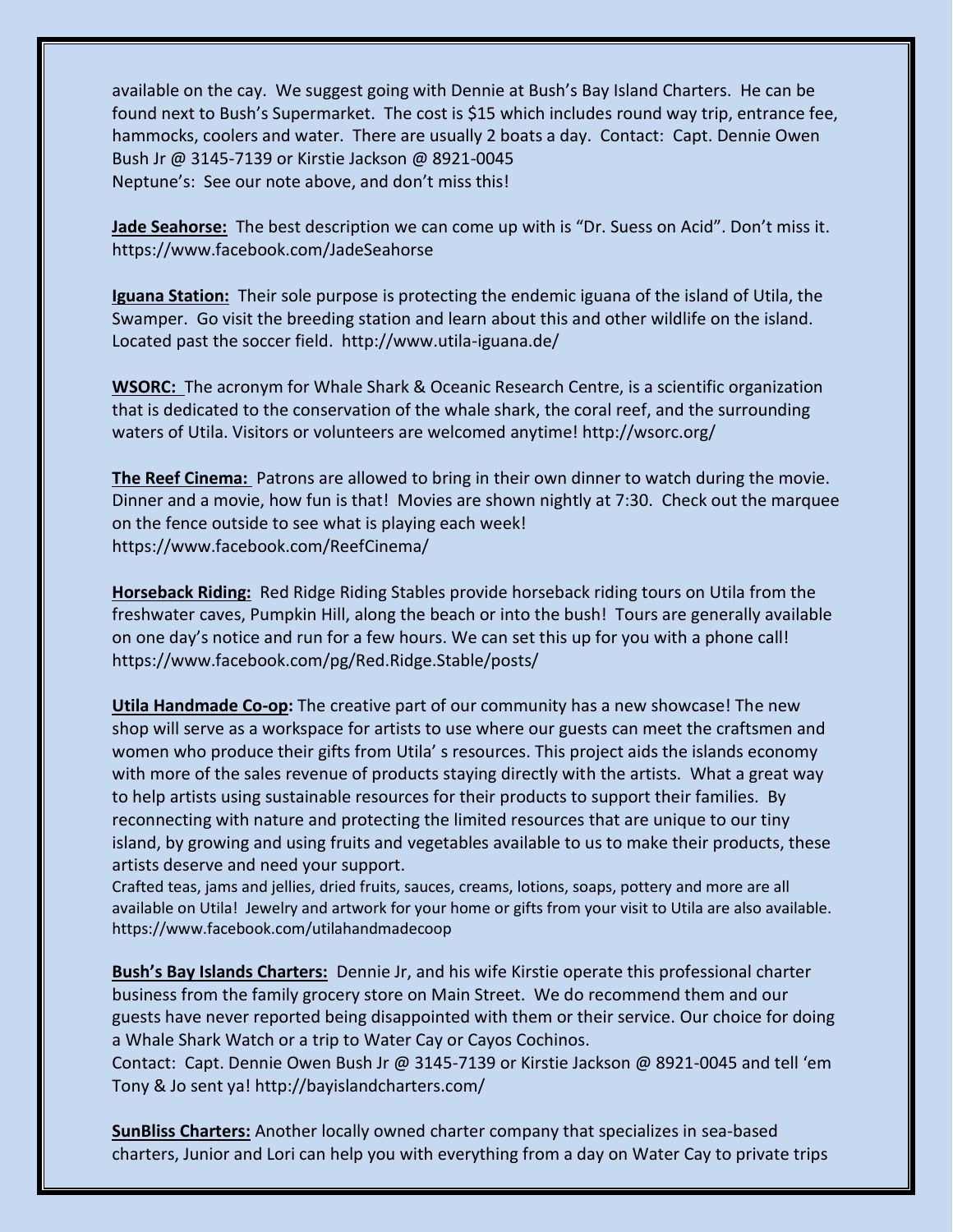available on the cay. We suggest going with Dennie at Bush's Bay Island Charters. He can be found next to Bush's Supermarket. The cost is $15 which includes round way trip, entrance fee, hammocks, coolers and water. There are usually 2 boats a day. Contact: Capt. Dennie Owen Bush Jr @ 3145-7139 or Kirstie Jackson @ 8921-0045
Neptune's: See our note above, and don't miss this!

**Jade Seahorse:** The best description we can come up with is "Dr. Suess on Acid". Don't miss it. https://www.facebook.com/JadeSeahorse

**Iguana Station:** Their sole purpose is protecting the endemic iguana of the island of Utila, the Swamper. Go visit the breeding station and learn about this and other wildlife on the island. Located past the soccer field. http://www.utila-iguana.de/

**WSORC:** The acronym for Whale Shark & Oceanic Research Centre, is a scientific organization that is dedicated to the conservation of the whale shark, the coral reef, and the surrounding waters of Utila. Visitors or volunteers are welcomed anytime! http://wsorc.org/

**The Reef Cinema:** Patrons are allowed to bring in their own dinner to watch during the movie. Dinner and a movie, how fun is that! Movies are shown nightly at 7:30. Check out the marquee on the fence outside to see what is playing each week!
https://www.facebook.com/ReefCinema/

**Horseback Riding:** Red Ridge Riding Stables provide horseback riding tours on Utila from the freshwater caves, Pumpkin Hill, along the beach or into the bush! Tours are generally available on one day's notice and run for a few hours. We can set this up for you with a phone call!
https://www.facebook.com/pg/Red.Ridge.Stable/posts/

**Utila Handmade Co-op:** The creative part of our community has a new showcase! The new shop will serve as a workspace for artists to use where our guests can meet the craftsmen and women who produce their gifts from Utila' s resources. This project aids the islands economy with more of the sales revenue of products staying directly with the artists. What a great way to help artists using sustainable resources for their products to support their families. By reconnecting with nature and protecting the limited resources that are unique to our tiny island, by growing and using fruits and vegetables available to us to make their products, these artists deserve and need your support.
Crafted teas, jams and jellies, dried fruits, sauces, creams, lotions, soaps, pottery and more are all available on Utila! Jewelry and artwork for your home or gifts from your visit to Utila are also available. https://www.facebook.com/utilahandmadecoop

**Bush's Bay Islands Charters:** Dennie Jr, and his wife Kirstie operate this professional charter business from the family grocery store on Main Street. We do recommend them and our guests have never reported being disappointed with them or their service. Our choice for doing a Whale Shark Watch or a trip to Water Cay or Cayos Cochinos.
Contact: Capt. Dennie Owen Bush Jr @ 3145-7139 or Kirstie Jackson @ 8921-0045 and tell 'em Tony & Jo sent ya! http://bayislandcharters.com/

**SunBliss Charters:** Another locally owned charter company that specializes in sea-based charters, Junior and Lori can help you with everything from a day on Water Cay to private trips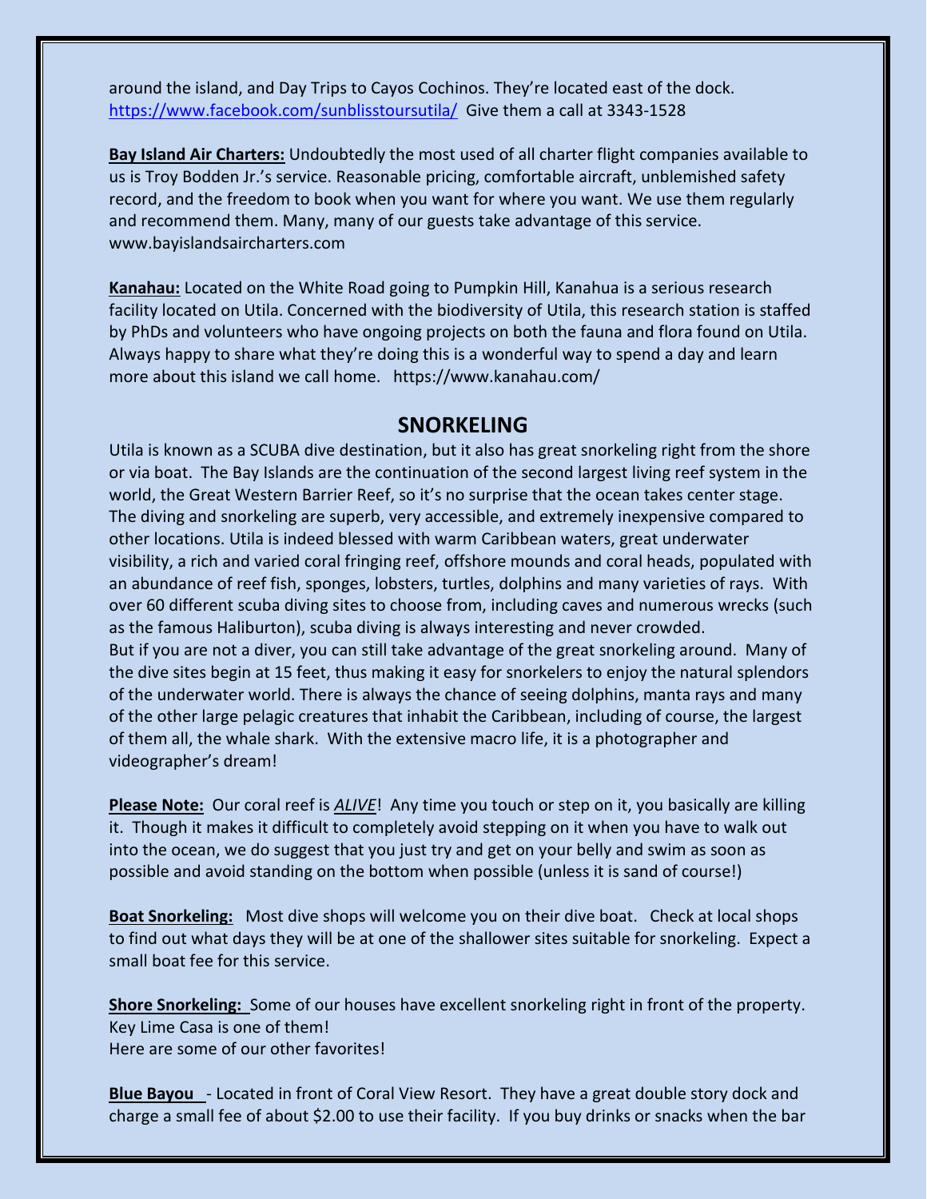around the island, and Day Trips to Cayos Cochinos. They're located east of the dock. [https://www.facebook.com/sunblisstoursutila/](https://www.facebook.com/sunblisstoursutila/) Give them a call at 3343-1528

**Bay Island Air Charters:** Undoubtedly the most used of all charter flight companies available to us is Troy Bodden Jr.'s service. Reasonable pricing, comfortable aircraft, unblemished safety record, and the freedom to book when you want for where you want. We use them regularly and recommend them. Many, many of our guests take advantage of this service. www.bayislandsaircharters.com

**Kanahau:** Located on the White Road going to Pumpkin Hill, Kanahua is a serious research facility located on Utila. Concerned with the biodiversity of Utila, this research station is staffed by PhDs and volunteers who have ongoing projects on both the fauna and flora found on Utila. Always happy to share what they're doing this is a wonderful way to spend a day and learn more about this island we call home. https://www.kanahau.com/

## SNORKELING

Utila is known as a SCUBA dive destination, but it also has great snorkeling right from the shore or via boat. The Bay Islands are the continuation of the second largest living reef system in the world, the Great Western Barrier Reef, so it's no surprise that the ocean takes center stage. The diving and snorkeling are superb, very accessible, and extremely inexpensive compared to other locations. Utila is indeed blessed with warm Caribbean waters, great underwater visibility, a rich and varied coral fringing reef, offshore mounds and coral heads, populated with an abundance of reef fish, sponges, lobsters, turtles, dolphins and many varieties of rays. With over 60 different scuba diving sites to choose from, including caves and numerous wrecks (such as the famous Haliburton), scuba diving is always interesting and never crowded.
But if you are not a diver, you can still take advantage of the great snorkeling around. Many of the dive sites begin at 15 feet, thus making it easy for snorkelers to enjoy the natural splendors of the underwater world. There is always the chance of seeing dolphins, manta rays and many of the other large pelagic creatures that inhabit the Caribbean, including of course, the largest of them all, the whale shark. With the extensive macro life, it is a photographer and videographer's dream!

**Please Note:** Our coral reef is ***ALIVE***! Any time you touch or step on it, you basically are killing it. Though it makes it difficult to completely avoid stepping on it when you have to walk out into the ocean, we do suggest that you just try and get on your belly and swim as soon as possible and avoid standing on the bottom when possible (unless it is sand of course!)

**Boat Snorkeling:** Most dive shops will welcome you on their dive boat. Check at local shops to find out what days they will be at one of the shallower sites suitable for snorkeling. Expect a small boat fee for this service.

**Shore Snorkeling:** Some of our houses have excellent snorkeling right in front of the property. Key Lime Casa is one of them!
Here are some of our other favorites!

**Blue Bayou** - Located in front of Coral View Resort. They have a great double story dock and charge a small fee of about $2.00 to use their facility. If you buy drinks or snacks when the bar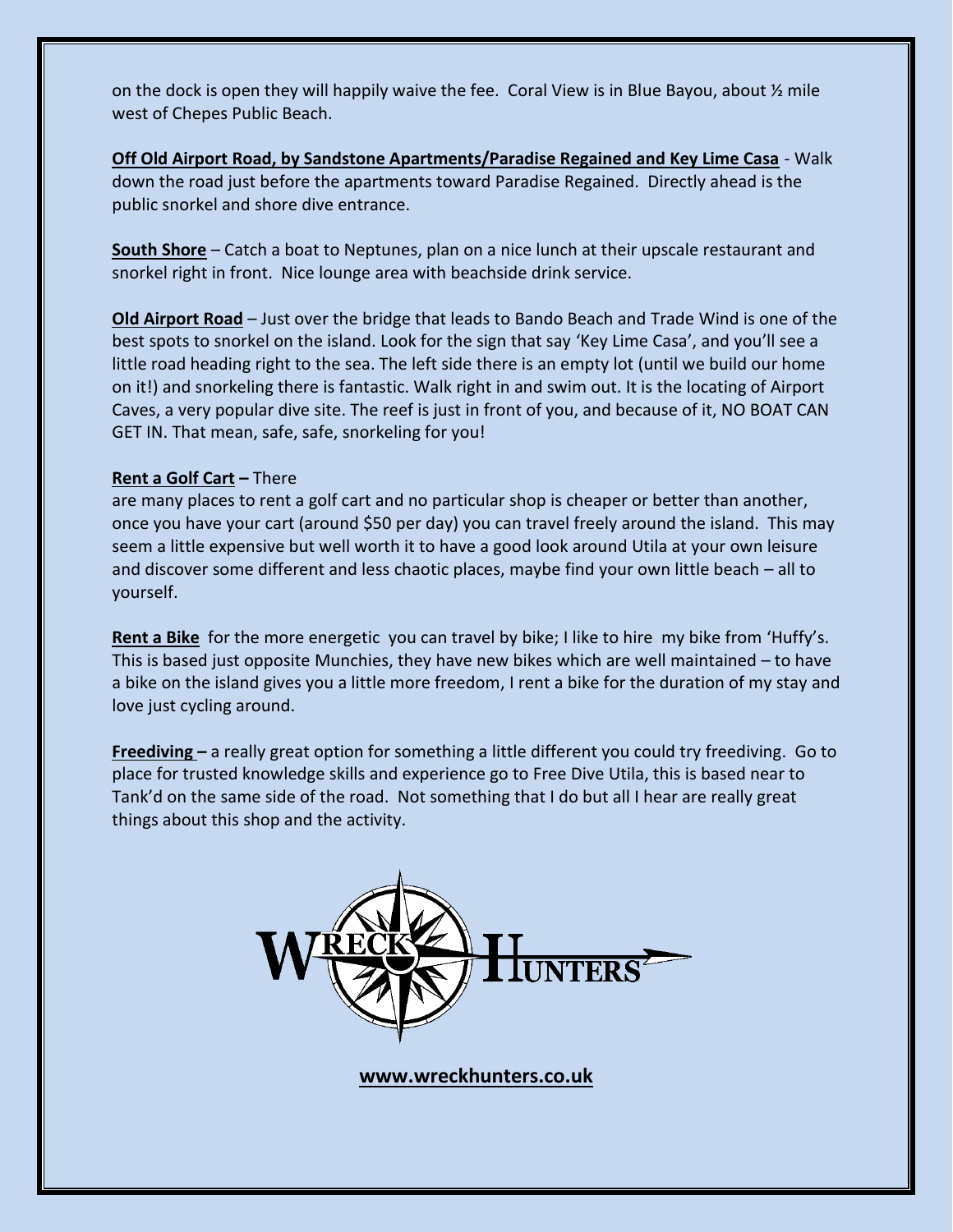on the dock is open they will happily waive the fee. Coral View is in Blue Bayou, about ½ mile west of Chepes Public Beach.

**Off Old Airport Road, by Sandstone Apartments/Paradise Regained and Key Lime Casa** - Walk down the road just before the apartments toward Paradise Regained. Directly ahead is the public snorkel and shore dive entrance.

**South Shore** – Catch a boat to Neptunes, plan on a nice lunch at their upscale restaurant and snorkel right in front. Nice lounge area with beachside drink service.

**Old Airport Road** – Just over the bridge that leads to Bando Beach and Trade Wind is one of the best spots to snorkel on the island. Look for the sign that say 'Key Lime Casa', and you'll see a little road heading right to the sea. The left side there is an empty lot (until we build our home on it!) and snorkeling there is fantastic. Walk right in and swim out. It is the locating of Airport Caves, a very popular dive site. The reef is just in front of you, and because of it, NO BOAT CAN GET IN. That mean, safe, safe, snorkeling for you!

**Rent a Golf Cart –** There are many places to rent a golf cart and no particular shop is cheaper or better than another, once you have your cart (around $50 per day) you can travel freely around the island. This may seem a little expensive but well worth it to have a good look around Utila at your own leisure and discover some different and less chaotic places, maybe find your own little beach – all to yourself.

**Rent a Bike** for the more energetic you can travel by bike; I like to hire my bike from 'Huffy's. This is based just opposite Munchies, they have new bikes which are well maintained – to have a bike on the island gives you a little more freedom, I rent a bike for the duration of my stay and love just cycling around.

**Freediving –** a really great option for something a little different you could try freediving. Go to place for trusted knowledge skills and experience go to Free Dive Utila, this is based near to Tank'd on the same side of the road. Not something that I do but all I hear are really great things about this shop and the activity.

WRECK HUNTERS

www.wreckhunters.co.uk